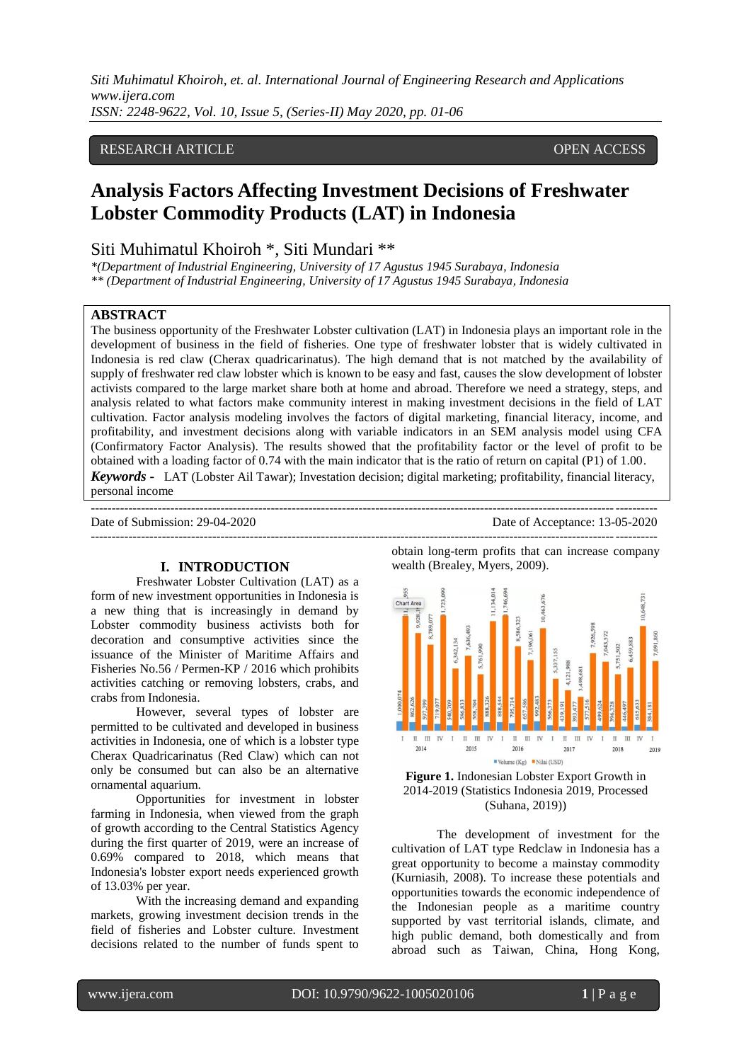RESEARCH ARTICLE OPEN ACCESS

# Analysis Factors Affecting Investment Decisions of Freshwater Lobster Commodity Products (LAT) in Indonesia

Siti Muhimatul Khoiroh *, Siti Mundari **

*\*(Department of Industrial Engineering, University of 17 Agustus 1945 Surabaya, Indonesia*
*\*\* (Department of Industrial Engineering, University of 17 Agustus 1945 Surabaya, Indonesia*

## ABSTRACT

The business opportunity of the Freshwater Lobster cultivation (LAT) in Indonesia plays an important role in the development of business in the field of fisheries. One type of freshwater lobster that is widely cultivated in Indonesia is red claw (Cherax quadricarinatus). The high demand that is not matched by the availability of supply of freshwater red claw lobster which is known to be easy and fast, causes the slow development of lobster activists compared to the large market share both at home and abroad. Therefore we need a strategy, steps, and analysis related to what factors make community interest in making investment decisions in the field of LAT cultivation. Factor analysis modeling involves the factors of digital marketing, financial literacy, income, and profitability, and investment decisions along with variable indicators in an SEM analysis model using CFA (Confirmatory Factor Analysis). The results showed that the profitability factor or the level of profit to be obtained with a loading factor of 0.74 with the main indicator that is the ratio of return on capital (P1) of 1.00.

***Keywords -*** LAT (Lobster Ail Tawar); Investation decision; digital marketing; profitability, financial literacy, personal income

Date of Submission: 29-04-2020 Date of Acceptance: 13-05-2020

## I. INTRODUCTION

Freshwater Lobster Cultivation (LAT) as a form of new investment opportunities in Indonesia is a new thing that is increasingly in demand by Lobster commodity business activists both for decoration and consumptive activities since the issuance of the Minister of Maritime Affairs and Fisheries No.56 / Permen-KP / 2016 which prohibits activities catching or removing lobsters, crabs, and crabs from Indonesia.

However, several types of lobster are permitted to be cultivated and developed in business activities in Indonesia, one of which is a lobster type Cherax Quadricarinatus (Red Claw) which can not only be consumed but can also be an alternative ornamental aquarium.

Opportunities for investment in lobster farming in Indonesia, when viewed from the graph of growth according to the Central Statistics Agency during the first quarter of 2019, were an increase of 0.69% compared to 2018, which means that Indonesia's lobster export needs experienced growth of 13.03% per year.

With the increasing demand and expanding markets, growing investment decision trends in the field of fisheries and Lobster culture. Investment decisions related to the number of funds spent to obtain long-term profits that can increase company wealth (Brealey, Myers, 2009).

**Figure 1.** Indonesian Lobster Export Growth in 2014-2019 (Statistics Indonesia 2019, Processed (Suhana, 2019))

The development of investment for the cultivation of LAT type Redclaw in Indonesia has a great opportunity to become a mainstay commodity (Kurniasih, 2008). To increase these potentials and opportunities towards the economic independence of the Indonesian people as a maritime country supported by vast territorial islands, climate, and high public demand, both domestically and from abroad such as Taiwan, China, Hong Kong,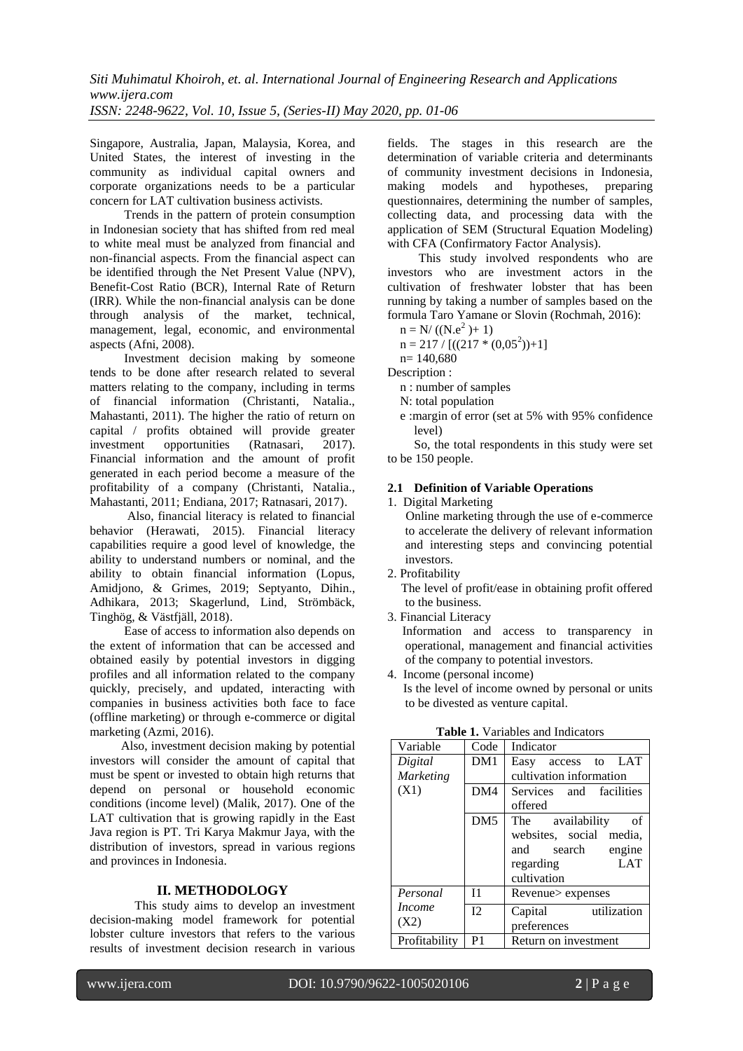Singapore, Australia, Japan, Malaysia, Korea, and United States, the interest of investing in the community as individual capital owners and corporate organizations needs to be a particular concern for LAT cultivation business activists.

Trends in the pattern of protein consumption in Indonesian society that has shifted from red meal to white meal must be analyzed from financial and non-financial aspects. From the financial aspect can be identified through the Net Present Value (NPV), Benefit-Cost Ratio (BCR), Internal Rate of Return (IRR). While the non-financial analysis can be done through analysis of the market, technical, management, legal, economic, and environmental aspects (Afni, 2008).

Investment decision making by someone tends to be done after research related to several matters relating to the company, including in terms of financial information (Christanti, Natalia., Mahastanti, 2011). The higher the ratio of return on capital / profits obtained will provide greater investment opportunities (Ratnasari, 2017). Financial information and the amount of profit generated in each period become a measure of the profitability of a company (Christanti, Natalia., Mahastanti, 2011; Endiana, 2017; Ratnasari, 2017).

Also, financial literacy is related to financial behavior (Herawati, 2015). Financial literacy capabilities require a good level of knowledge, the ability to understand numbers or nominal, and the ability to obtain financial information (Lopus, Amidjono, & Grimes, 2019; Septyanto, Dihin., Adhikara, 2013; Skagerlund, Lind, Strömbäck, Tinghög, & Västfjäll, 2018).

Ease of access to information also depends on the extent of information that can be accessed and obtained easily by potential investors in digging profiles and all information related to the company quickly, precisely, and updated, interacting with companies in business activities both face to face (offline marketing) or through e-commerce or digital marketing (Azmi, 2016).

Also, investment decision making by potential investors will consider the amount of capital that must be spent or invested to obtain high returns that depend on personal or household economic conditions (income level) (Malik, 2017). One of the LAT cultivation that is growing rapidly in the East Java region is PT. Tri Karya Makmur Jaya, with the distribution of investors, spread in various regions and provinces in Indonesia.

## II. METHODOLOGY

This study aims to develop an investment decision-making model framework for potential lobster culture investors that refers to the various results of investment decision research in various fields. The stages in this research are the determination of variable criteria and determinants of community investment decisions in Indonesia, making models and hypotheses, preparing questionnaires, determining the number of samples, collecting data, and processing data with the application of SEM (Structural Equation Modeling) with CFA (Confirmatory Factor Analysis).

This study involved respondents who are investors who are investment actors in the cultivation of freshwater lobster that has been running by taking a number of samples based on the formula Taro Yamane or Slovin (Rochmah, 2016):

$n = N/ ((N.e^2) + 1)$

$n = 217 / [((217 * (0,05^2))+1]$

$n = 140,680$

Description :

- n : number of samples
- N: total population
- e :margin of error (set at 5% with 95% confidence level)

So, the total respondents in this study were set to be 150 people.

### 2.1 Definition of Variable Operations

1. Digital Marketing
   Online marketing through the use of e-commerce to accelerate the delivery of relevant information and interesting steps and convincing potential investors.
2. Profitability
   The level of profit/ease in obtaining profit offered to the business.
3. Financial Literacy
   Information and access to transparency in operational, management and financial activities of the company to potential investors.
4. Income (personal income)
   Is the level of income owned by personal or units to be divested as venture capital.

**Table 1.** Variables and Indicators

| Variable | Code | Indicator |
|---|---|---|
| *Digital Marketing* (X1) | DM1 | Easy access to LAT cultivation information |
| | DM4 | Services and facilities offered |
| | DM5 | The availability of websites, social media, and search engine regarding LAT cultivation |
| *Personal Income* (X2) | I1 | Revenue> expenses |
| | I2 | Capital utilization preferences |
| Profitability | P1 | Return on investment |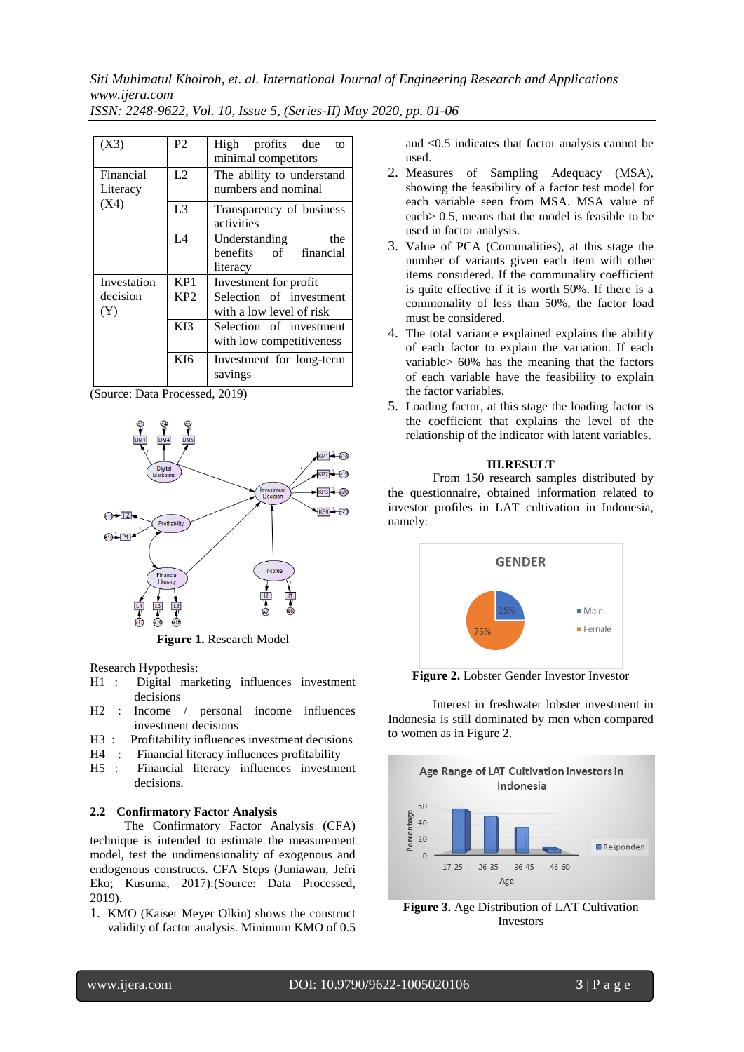| (X3) | P2 | High profits due to minimal competitors |
|---|---|---|
| Financial Literacy (X4) | L2 | The ability to understand numbers and nominal |
| | L3 | Transparency of business activities |
| | L4 | Understanding the benefits of financial literacy |
| Investation decision (Y) | KP1 | Investment for profit |
| | KP2 | Selection of investment with a low level of risk |
| | KI3 | Selection of investment with low competitiveness |
| | KI6 | Investment for long-term savings |

(Source: Data Processed, 2019)

**Figure 1.** Research Model

Research Hypothesis:

H1 : Digital marketing influences investment decisions
H2 : Income / personal income influences investment decisions
H3 : Profitability influences investment decisions
H4 : Financial literacy influences profitability
H5 : Financial literacy influences investment decisions.

## 2.2 Confirmatory Factor Analysis

The Confirmatory Factor Analysis (CFA) technique is intended to estimate the measurement model, test the undimensionality of exogenous and endogenous constructs. CFA Steps (Juniawan, Jefri Eko; Kusuma, 2017):(Source: Data Processed, 2019).

1. KMO (Kaiser Meyer Olkin) shows the construct validity of factor analysis. Minimum KMO of 0.5 and <0.5 indicates that factor analysis cannot be used.
2. Measures of Sampling Adequacy (MSA), showing the feasibility of a factor test model for each variable seen from MSA. MSA value of each> 0.5, means that the model is feasible to be used in factor analysis.
3. Value of PCA (Comunalities), at this stage the number of variants given each item with other items considered. If the community coefficient is quite effective if it is worth 50%. If there is a commonality of less than 50%, the factor load must be considered.
4. The total variance explained explains the ability of each factor to explain the variation. If each variable> 60% has the meaning that the factors of each variable have the feasibility to explain the factor variables.
5. Loading factor, at this stage the loading factor is the coefficient that explains the level of the relationship of the indicator with latent variables.

## III.RESULT

From 150 research samples distributed by the questionnaire, obtained information related to investor profiles in LAT cultivation in Indonesia, namely:

**Figure 2.** Lobster Gender Investor Investor

Interest in freshwater lobster investment in Indonesia is still dominated by men when compared to women as in Figure 2.

**Figure 3.** Age Distribution of LAT Cultivation Investors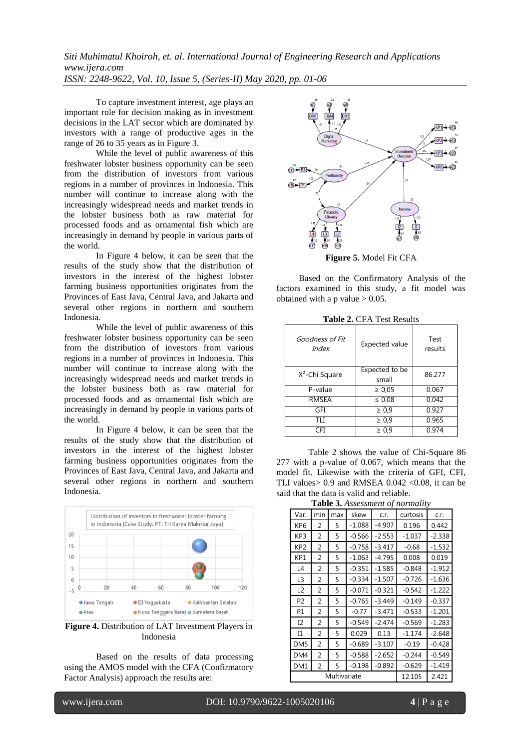To capture investment interest, age plays an important role for decision making as in investment decisions in the LAT sector which are dominated by investors with a range of productive ages in the range of 26 to 35 years as in Figure 3.

While the level of public awareness of this freshwater lobster business opportunity can be seen from the distribution of investors from various regions in a number of provinces in Indonesia. This number will continue to increase along with the increasingly widespread needs and market trends in the lobster business both as raw material for processed foods and as ornamental fish which are increasingly in demand by people in various parts of the world.

In Figure 4 below, it can be seen that the results of the study show that the distribution of investors in the interest of the highest lobster farming business opportunities originates from the Provinces of East Java, Central Java, and Jakarta and several other regions in northern and southern Indonesia.

While the level of public awareness of this freshwater lobster business opportunity can be seen from the distribution of investors from various regions in a number of provinces in Indonesia. This number will continue to increase along with the increasingly widespread needs and market trends in the lobster business both as raw material for processed foods and as ornamental fish which are increasingly in demand by people in various parts of the world.

In Figure 4 below, it can be seen that the results of the study show that the distribution of investors in the interest of the highest lobster farming business opportunities originates from the Provinces of East Java, Central Java, and Jakarta and several other regions in northern and southern Indonesia.

**Figure 4.** Distribution of LAT Investment Players in Indonesia

Based on the results of data processing using the AMOS model with the CFA (Confirmatory Factor Analysis) approach the results are:

**Figure 5.** Model Fit CFA

Based on the Confirmatory Analysis of the factors examined in this study, a fit model was obtained with a p value > 0.05.

**Table 2.** CFA Test Results

| *Goodness of Fit Index* | Expected value | Test results |
|---|---|---|
| $X^2$-Chi Square | Expected to be small | 86.277 |
| P-value | ≥ 0,05 | 0.067 |
| RMSEA | ≤ 0.08 | 0.042 |
| GFI | ≥ 0,9 | 0.927 |
| TLI | ≥ 0,9 | 0.965 |
| CFI | ≥ 0,9 | 0.974 |

Table 2 shows the value of Chi-Square 86 277 with a p-value of 0.067, which means that the model fit. Likewise with the criteria of GFI, CFI, TLI values> 0.9 and RMSEA 0.042 <0.08, it can be said that the data is valid and reliable.

**Table 3.** *Assessment of normality*

| Var. | min | max | skew | c.r. | curtosis | c.r. |
|---|---|---|---|---|---|---|
| KP6 | 2 | 5 | -1.088 | -4.907 | 0.196 | 0.442 |
| KP3 | 2 | 5 | -0.566 | -2.553 | -1.037 | -2.338 |
| KP2 | 2 | 5 | -0.758 | -3.417 | -0.68 | -1.532 |
| KP1 | 2 | 5 | -1.063 | -4.795 | 0.008 | 0.019 |
| L4 | 2 | 5 | -0.351 | -1.585 | -0.848 | -1.912 |
| L3 | 2 | 5 | -0.334 | -1.507 | -0.726 | -1.636 |
| L2 | 2 | 5 | -0.071 | -0.321 | -0.542 | -1.222 |
| P2 | 2 | 5 | -0.765 | -3.449 | -0.149 | -0.337 |
| P1 | 2 | 5 | -0.77 | -3.471 | -0.533 | -1.201 |
| I2 | 2 | 5 | -0.549 | -2.474 | -0.569 | -1.283 |
| I1 | 2 | 5 | 0.029 | 0.13 | -1.174 | -2.648 |
| DM5 | 2 | 5 | -0.689 | -3.107 | -0.19 | -0.428 |
| DM4 | 2 | 5 | -0.588 | -2.652 | -0.244 | -0.549 |
| DM1 | 2 | 5 | -0.198 | -0.892 | -0.629 | -1.419 |
| Multivariate | | | | | 12.105 | 2.421 |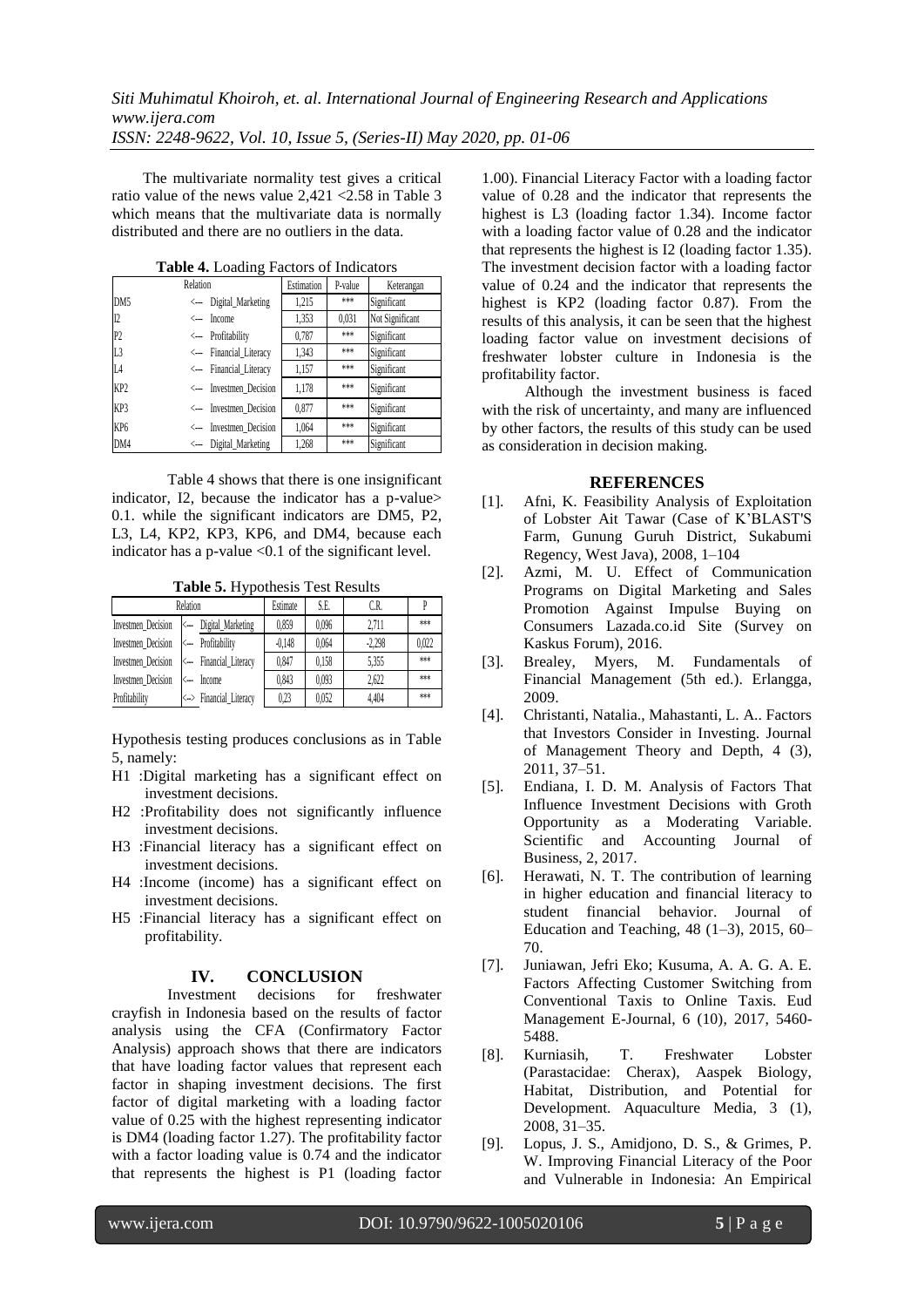The multivariate normality test gives a critical ratio value of the news value 2,421 <2.58 in Table 3 which means that the multivariate data is normally distributed and there are no outliers in the data.

**Table 4.** Loading Factors of Indicators

| Relation | | Estimation | P-value | Keterangan |
|---|---|---|---|---|
| DM5 | <--- Digital_Marketing | 1,215 | *** | Significant |
| I2 | <--- Income | 1,353 | 0,031 | Not Significant |
| P2 | <--- Profitability | 0,787 | *** | Significant |
| L3 | <--- Financial_Literacy | 1,343 | *** | Significant |
| L4 | <--- Financial_Literacy | 1,157 | *** | Significant |
| KP2 | <--- Investmen_Decision | 1,178 | *** | Significant |
| KP3 | <--- Investmen_Decision | 0,877 | *** | Significant |
| KP6 | <--- Investmen_Decision | 1,064 | *** | Significant |
| DM4 | <--- Digital_Marketing | 1,268 | *** | Significant |

Table 4 shows that there is one insignificant indicator, I2, because the indicator has a p-value> 0.1. while the significant indicators are DM5, P2, L3, L4, KP2, KP3, KP6, and DM4, because each indicator has a p-value <0.1 of the significant level.

**Table 5.** Hypothesis Test Results

| Relation | | Estimate | S.E. | C.R. | P |
|---|---|---|---|---|---|
| Investmen_Decision | <--- Digital_Marketing | 0,859 | 0,096 | 2,711 | *** |
| Investmen_Decision | <--- Profitability | -0,148 | 0,064 | -2,298 | 0,022 |
| Investmen_Decision | <--- Financial_Literacy | 0,847 | 0,158 | 5,355 | *** |
| Investmen_Decision | <--- Income | 0,843 | 0,093 | 2,622 | *** |
| Profitability | <--> Financial_Literacy | 0,23 | 0,052 | 4,404 | *** |

Hypothesis testing produces conclusions as in Table 5, namely:

- H1 :Digital marketing has a significant effect on investment decisions.
- H2 :Profitability does not significantly influence investment decisions.
- H3 :Financial literacy has a significant effect on investment decisions.
- H4 :Income (income) has a significant effect on investment decisions.
- H5 :Financial literacy has a significant effect on profitability.

## IV. CONCLUSION

Investment decisions for freshwater crayfish in Indonesia based on the results of factor analysis using the CFA (Confirmatory Factor Analysis) approach shows that there are indicators that have loading factor values that represent each factor in shaping investment decisions. The first factor of digital marketing with a loading factor value of 0.25 with the highest representing indicator is DM4 (loading factor 1.27). The profitability factor with a factor loading value is 0.74 and the indicator that represents the highest is P1 (loading factor 1.00). Financial Literacy Factor with a loading factor value of 0.28 and the indicator that represents the highest is L3 (loading factor 1.34). Income factor with a loading factor value of 0.28 and the indicator that represents the highest is I2 (loading factor 1.35). The investment decision factor with a loading factor value of 0.24 and the indicator that represents the highest is KP2 (loading factor 0.87). From the results of this analysis, it can be seen that the highest loading factor value on investment decisions of freshwater lobster culture in Indonesia is the profitability factor.

Although the investment business is faced with the risk of uncertainty, and many are influenced by other factors, the results of this study can be used as consideration in decision making.

## REFERENCES

[1]. Afni, K. Feasibility Analysis of Exploitation of Lobster Ait Tawar (Case of K'BLAST'S Farm, Gunung Guruh District, Sukabumi Regency, West Java), 2008, 1–104

[2]. Azmi, M. U. Effect of Communication Programs on Digital Marketing and Sales Promotion Against Impulse Buying on Consumers Lazada.co.id Site (Survey on Kaskus Forum), 2016.

[3]. Brealey, Myers, M. Fundamentals of Financial Management (5th ed.). Erlangga, 2009.

[4]. Christanti, Natalia., Mahastanti, L. A.. Factors that Investors Consider in Investing. Journal of Management Theory and Depth, 4 (3), 2011, 37–51.

[5]. Endiana, I. D. M. Analysis of Factors That Influence Investment Decisions with Groth Opportunity as a Moderating Variable. Scientific and Accounting Journal of Business, 2, 2017.

[6]. Herawati, N. T. The contribution of learning in higher education and financial literacy to student financial behavior. Journal of Education and Teaching, 48 (1–3), 2015, 60–70.

[7]. Juniawan, Jefri Eko; Kusuma, A. A. G. A. E. Factors Affecting Customer Switching from Conventional Taxis to Online Taxis. Eud Management E-Journal, 6 (10), 2017, 5460-5488.

[8]. Kurniasih, T. Freshwater Lobster (Parastacidae: Cherax), Aaspek Biology, Habitat, Distribution, and Potential for Development. Aquaculture Media, 3 (1), 2008, 31–35.

[9]. Lopus, J. S., Amidjono, D. S., & Grimes, P. W. Improving Financial Literacy of the Poor and Vulnerable in Indonesia: An Empirical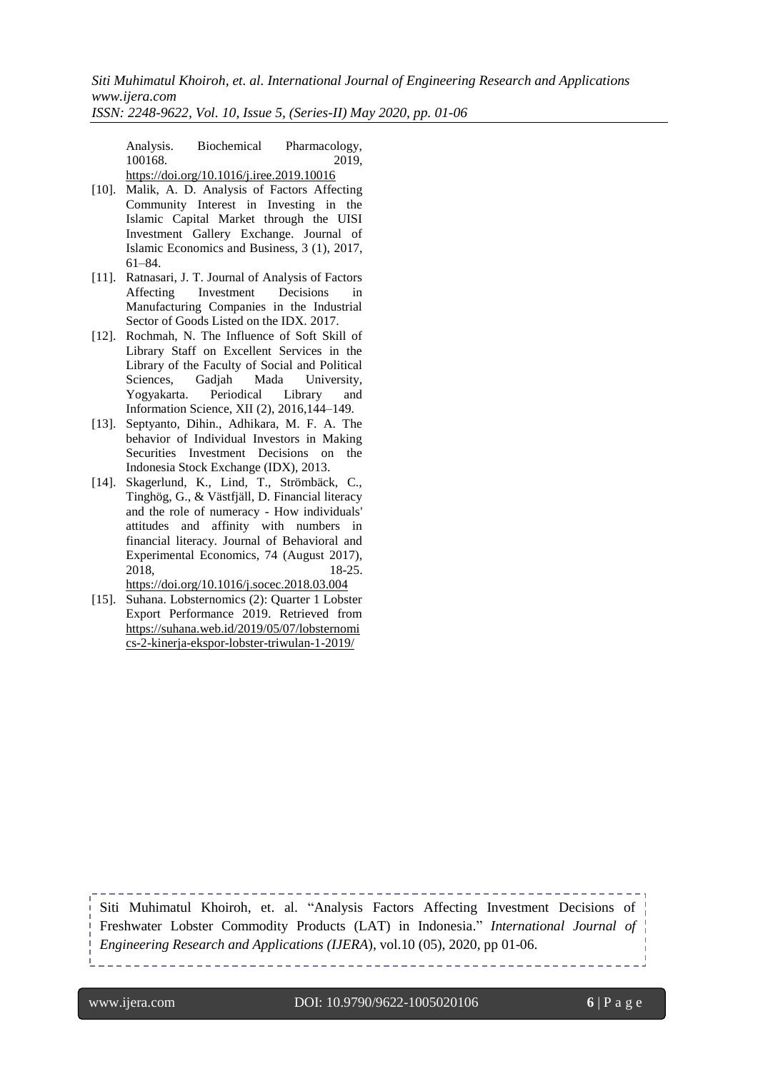Analysis. Biochemical Pharmacology, 100168. 2019, https://doi.org/10.1016/j.iree.2019.10016

[10]. Malik, A. D. Analysis of Factors Affecting Community Interest in Investing in the Islamic Capital Market through the UISI Investment Gallery Exchange. Journal of Islamic Economics and Business, 3 (1), 2017, 61–84.

[11]. Ratnasari, J. T. Journal of Analysis of Factors Affecting Investment Decisions in Manufacturing Companies in the Industrial Sector of Goods Listed on the IDX. 2017.

[12]. Rochmah, N. The Influence of Soft Skill of Library Staff on Excellent Services in the Library of the Faculty of Social and Political Sciences, Gadjah Mada University, Yogyakarta. Periodical Library and Information Science, XII (2), 2016,144–149.

[13]. Septyanto, Dihin., Adhikara, M. F. A. The behavior of Individual Investors in Making Securities Investment Decisions on the Indonesia Stock Exchange (IDX), 2013.

[14]. Skagerlund, K., Lind, T., Strömbäck, C., Tinghög, G., & Västfjäll, D. Financial literacy and the role of numeracy - How individuals' attitudes and affinity with numbers in financial literacy. Journal of Behavioral and Experimental Economics, 74 (August 2017), 2018, 18-25. https://doi.org/10.1016/j.socec.2018.03.004

[15]. Suhana. Lobsternomics (2): Quarter 1 Lobster Export Performance 2019. Retrieved from https://suhana.web.id/2019/05/07/lobsternomics-2-kinerja-ekspor-lobster-triwulan-1-2019/

Siti Muhimatul Khoiroh, et. al. "Analysis Factors Affecting Investment Decisions of Freshwater Lobster Commodity Products (LAT) in Indonesia." *International Journal of Engineering Research and Applications (IJERA*), vol.10 (05), 2020, pp 01-06.